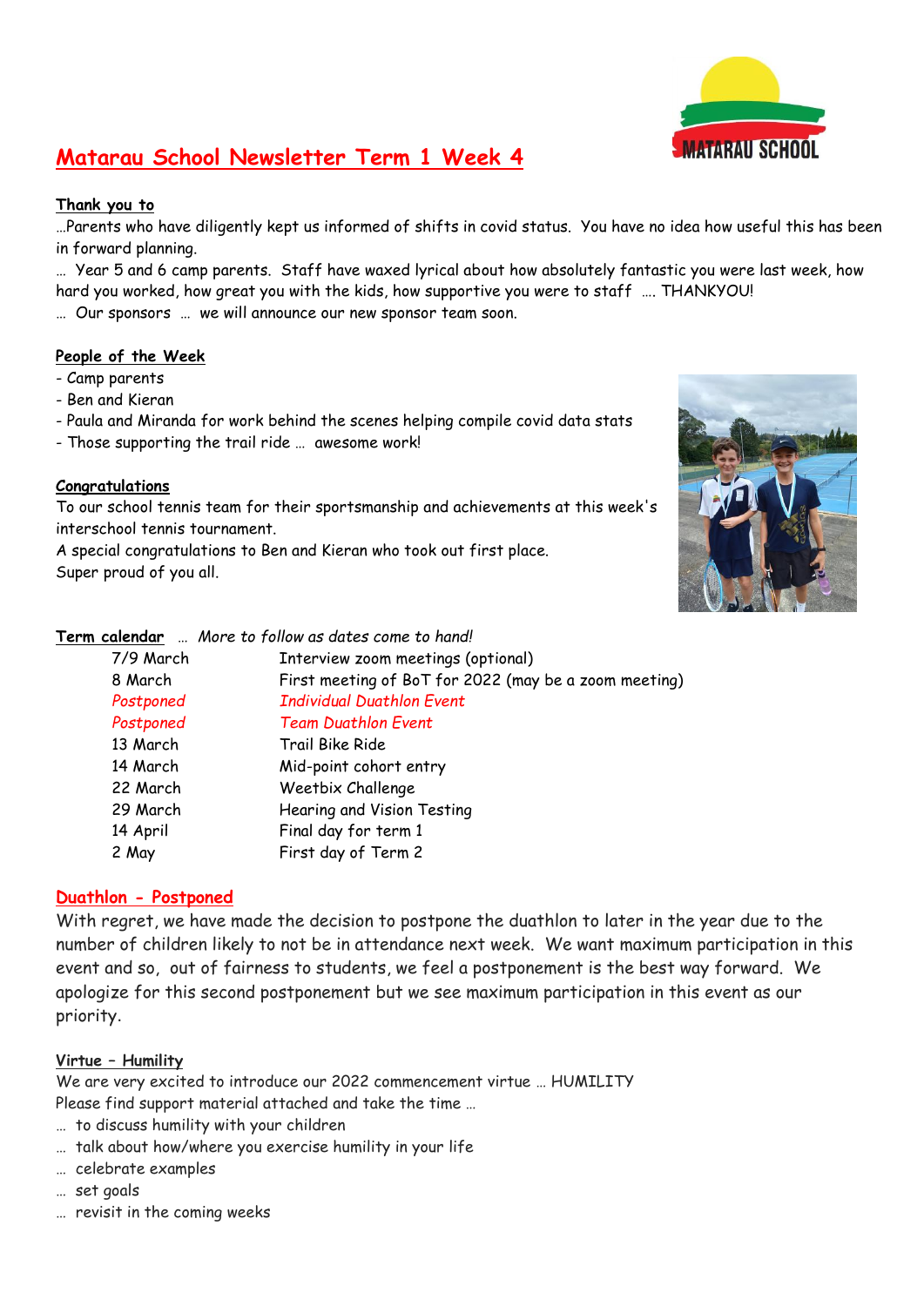# Matarau School Newsletter Term 1 Week 4

**Thank you to**

…Parents who have diligently kept us informed of shifts in covid status. You have no idea how useful this has been in forward planning.

… Year 5 and 6 camp parents. Staff have waxed lyrical about how absolutely fantastic you were last week, how hard you worked, how great you with the kids, how supportive you were to staff …. THANKYOU!

… Our sponsors … we will announce our new sponsor team soon.

**People of the Week**

- Camp parents
- Ben and Kieran
- Paula and Miranda for work behind the scenes helping compile covid data stats
- Those supporting the trail ride … awesome work!

**Congratulations**

To our school tennis team for their sportsmanship and achievements at this week's interschool tennis tournament.

A special congratulations to Ben and Kieran who took out first place.

Super proud of you all.

**Term calendar** … *More to follow as dates come to hand!*

| | |
|---|---|
| 7/9 March | Interview zoom meetings (optional) |
| 8 March | First meeting of BoT for 2022 (may be a zoom meeting) |
| *Postponed* | *Individual Duathlon Event* |
| *Postponed* | *Team Duathlon Event* |
| 13 March | Trail Bike Ride |
| 14 March | Mid-point cohort entry |
| 22 March | Weetbix Challenge |
| 29 March | Hearing and Vision Testing |
| 14 April | Final day for term 1 |
| 2 May | First day of Term 2 |

**Duathlon - Postponed**

With regret, we have made the decision to postpone the duathlon to later in the year due to the number of children likely to not be in attendance next week. We want maximum participation in this event and so, out of fairness to students, we feel a postponement is the best way forward. We apologize for this second postponement but we see maximum participation in this event as our priority.

**Virtue – Humility**

We are very excited to introduce our 2022 commencement virtue … HUMILITY

Please find support material attached and take the time …

… to discuss humility with your children

… talk about how/where you exercise humility in your life

… celebrate examples

… set goals

… revisit in the coming weeks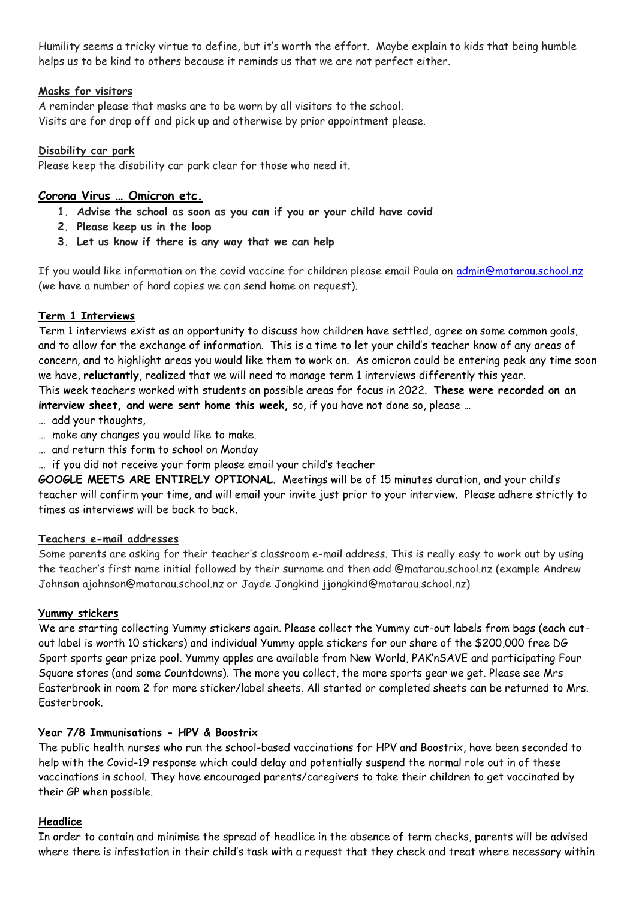Humility seems a tricky virtue to define, but it's worth the effort. Maybe explain to kids that being humble helps us to be kind to others because it reminds us that we are not perfect either.

**Masks for visitors**

A reminder please that masks are to be worn by all visitors to the school.
Visits are for drop off and pick up and otherwise by prior appointment please.

**Disability car park**

Please keep the disability car park clear for those who need it.

## Corona Virus … Omicron etc.

1. **Advise the school as soon as you can if you or your child have covid**
2. **Please keep us in the loop**
3. **Let us know if there is any way that we can help**

If you would like information on the covid vaccine for children please email Paula on admin@matarau.school.nz (we have a number of hard copies we can send home on request).

**Term 1 Interviews**

Term 1 interviews exist as an opportunity to discuss how children have settled, agree on some common goals, and to allow for the exchange of information. This is a time to let your child's teacher know of any areas of concern, and to highlight areas you would like them to work on. As omicron could be entering peak any time soon we have, **reluctantly**, realized that we will need to manage term 1 interviews differently this year.
This week teachers worked with students on possible areas for focus in 2022. **These were recorded on an interview sheet, and were sent home this week,** so, if you have not done so, please …

… add your thoughts,
… make any changes you would like to make.
… and return this form to school on Monday
… if you did not receive your form please email your child's teacher

**GOOGLE MEETS ARE ENTIRELY OPTIONAL**. Meetings will be of 15 minutes duration, and your child's teacher will confirm your time, and will email your invite just prior to your interview. Please adhere strictly to times as interviews will be back to back.

**Teachers e-mail addresses**

Some parents are asking for their teacher's classroom e-mail address. This is really easy to work out by using the teacher's first name initial followed by their surname and then add @matarau.school.nz (example Andrew Johnson ajohnson@matarau.school.nz or Jayde Jongkind jjongkind@matarau.school.nz)

**Yummy stickers**

We are starting collecting Yummy stickers again. Please collect the Yummy cut-out labels from bags (each cut-out label is worth 10 stickers) and individual Yummy apple stickers for our share of the $200,000 free DG Sport sports gear prize pool. Yummy apples are available from New World, PAK'nSAVE and participating Four Square stores (and some Countdowns). The more you collect, the more sports gear we get. Please see Mrs Easterbrook in room 2 for more sticker/label sheets. All started or completed sheets can be returned to Mrs. Easterbrook.

**Year 7/8 Immunisations - HPV & Boostrix**

The public health nurses who run the school-based vaccinations for HPV and Boostrix, have been seconded to help with the Covid-19 response which could delay and potentially suspend the normal role out in of these vaccinations in school. They have encouraged parents/caregivers to take their children to get vaccinated by their GP when possible.

**Headlice**

In order to contain and minimise the spread of headlice in the absence of term checks, parents will be advised where there is infestation in their child's task with a request that they check and treat where necessary within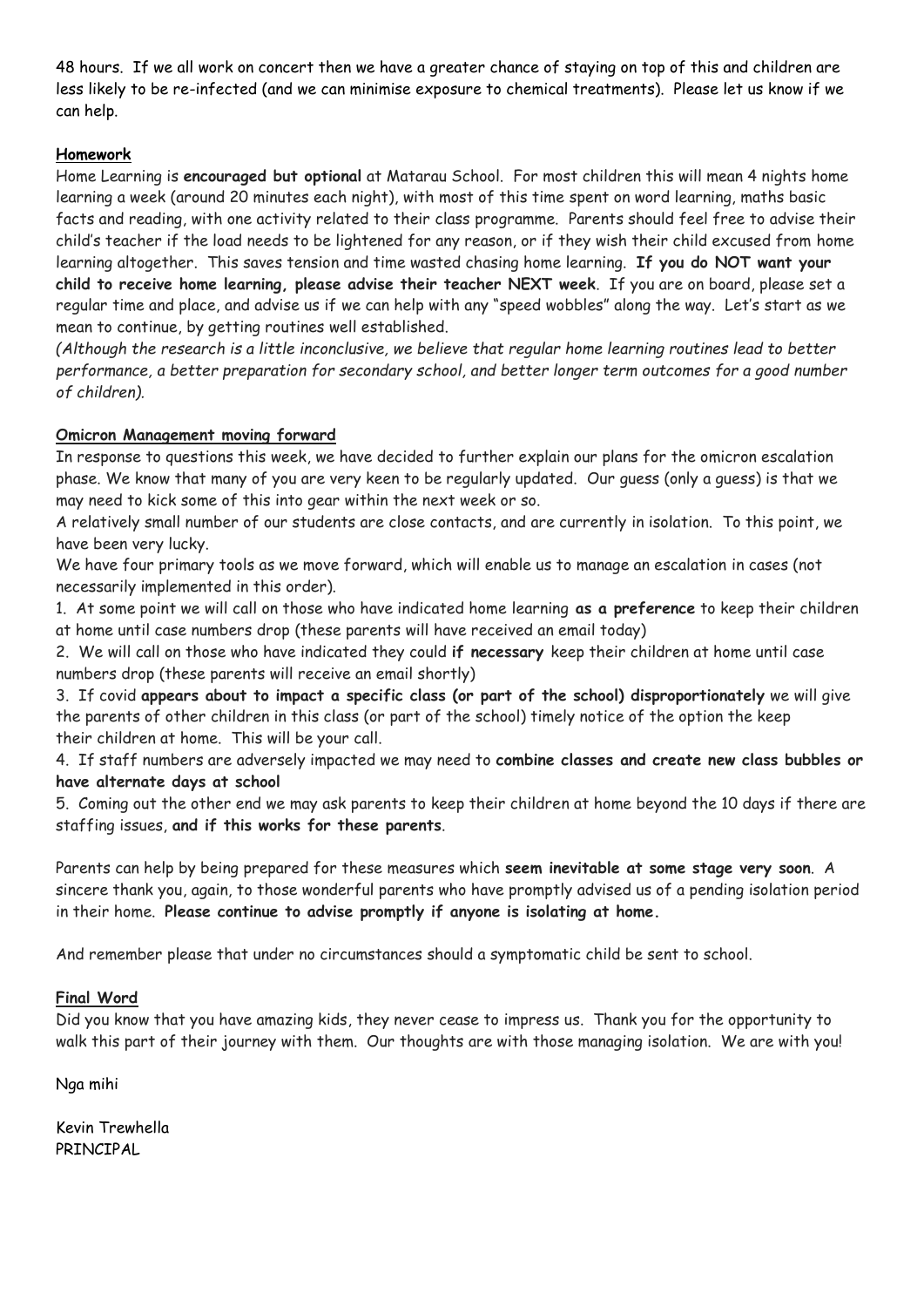48 hours. If we all work on concert then we have a greater chance of staying on top of this and children are less likely to be re-infected (and we can minimise exposure to chemical treatments). Please let us know if we can help.

## Homework

Home Learning is **encouraged but optional** at Matarau School. For most children this will mean 4 nights home learning a week (around 20 minutes each night), with most of this time spent on word learning, maths basic facts and reading, with one activity related to their class programme. Parents should feel free to advise their child's teacher if the load needs to be lightened for any reason, or if they wish their child excused from home learning altogether. This saves tension and time wasted chasing home learning. **If you do NOT want your child to receive home learning, please advise their teacher NEXT week**. If you are on board, please set a regular time and place, and advise us if we can help with any "speed wobbles" along the way. Let's start as we mean to continue, by getting routines well established.

*(Although the research is a little inconclusive, we believe that regular home learning routines lead to better performance, a better preparation for secondary school, and better longer term outcomes for a good number of children).*

## Omicron Management moving forward

In response to questions this week, we have decided to further explain our plans for the omicron escalation phase. We know that many of you are very keen to be regularly updated. Our guess (only a guess) is that we may need to kick some of this into gear within the next week or so.

A relatively small number of our students are close contacts, and are currently in isolation. To this point, we have been very lucky.

We have four primary tools as we move forward, which will enable us to manage an escalation in cases (not necessarily implemented in this order).

1. At some point we will call on those who have indicated home learning **as a preference** to keep their children at home until case numbers drop (these parents will have received an email today)
2. We will call on those who have indicated they could **if necessary** keep their children at home until case numbers drop (these parents will receive an email shortly)
3. If covid **appears about to impact a specific class (or part of the school) disproportionately** we will give the parents of other children in this class (or part of the school) timely notice of the option the keep their children at home. This will be your call.
4. If staff numbers are adversely impacted we may need to **combine classes and create new class bubbles or have alternate days at school**
5. Coming out the other end we may ask parents to keep their children at home beyond the 10 days if there are staffing issues, **and if this works for these parents**.

Parents can help by being prepared for these measures which **seem inevitable at some stage very soon**. A sincere thank you, again, to those wonderful parents who have promptly advised us of a pending isolation period in their home. **Please continue to advise promptly if anyone is isolating at home.**

And remember please that under no circumstances should a symptomatic child be sent to school.

## Final Word

Did you know that you have amazing kids, they never cease to impress us. Thank you for the opportunity to walk this part of their journey with them. Our thoughts are with those managing isolation. We are with you!

Nga mihi

Kevin Trewhella
PRINCIPAL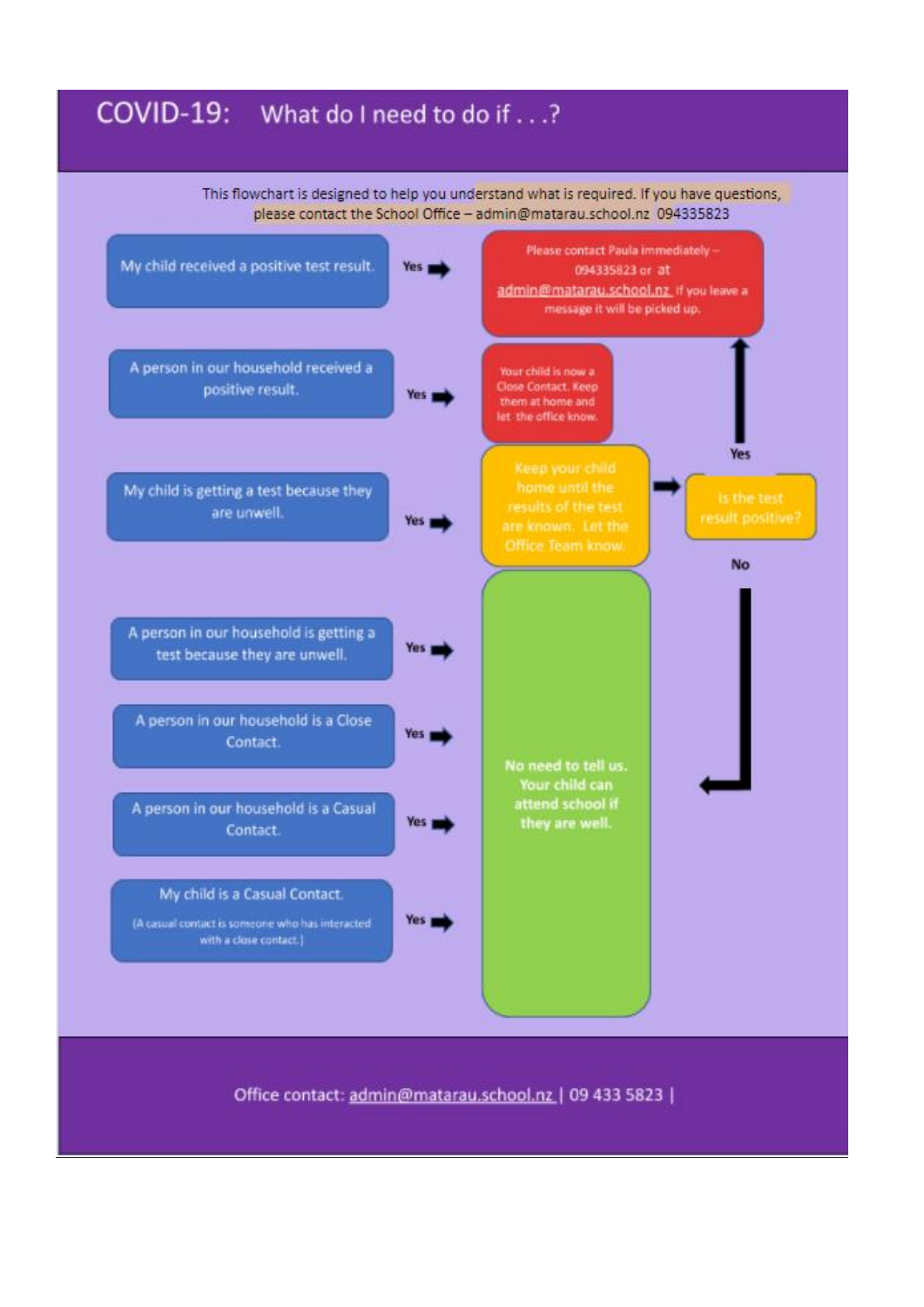# COVID-19: What do I need to do if . . .?

This flowchart is designed to help you understand what is required. If you have questions, please contact the School Office – admin@matarau.school.nz 094335823

- **My child received a positive test result.** Yes ➡ Please contact Paula immediately – 094335823 or at admin@matarau.school.nz if you leave a message it will be picked up.
- **A person in our household received a positive result.** Yes ➡ Your child is now a Close Contact. Keep them at home and let the office know.
- **My child is getting a test because they are unwell.** Yes ➡ Keep your child home until the results of the test are known. Let the Office Team know. ➡ Is the test result positive?
  - Yes ➡ Please contact Paula immediately – 094335823 or at admin@matarau.school.nz if you leave a message it will be picked up.
  - No ➡ No need to tell us. Your child can attend school if they are well.
- **A person in our household is getting a test because they are unwell.** Yes ➡ No need to tell us. Your child can attend school if they are well.
- **A person in our household is a Close Contact.** Yes ➡ No need to tell us. Your child can attend school if they are well.
- **A person in our household is a Casual Contact.** Yes ➡ No need to tell us. Your child can attend school if they are well.
- **My child is a Casual Contact.** (A casual contact is someone who has interacted with a close contact.) Yes ➡ No need to tell us. Your child can attend school if they are well.

Office contact: admin@matarau.school.nz | 09 433 5823 |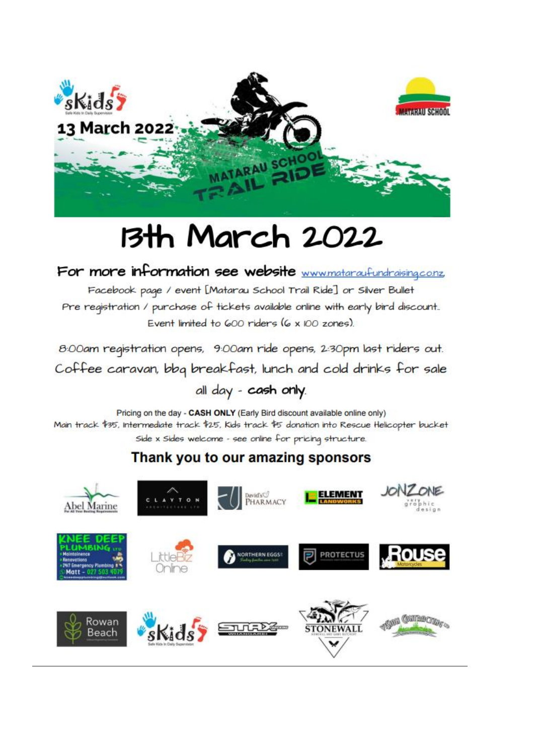# 13th March 2022

## For more information see website www.mataraufundraising.co.nz

Facebook page / event [Matarau School Trail Ride] or Silver Bullet

Pre registration / purchase of tickets available online with early bird discount.

Event limited to 600 riders (6 x 100 zones).

8:00am registration opens, 9:00am ride opens, 2:30pm last riders out.

Coffee caravan, bbq breakfast, lunch and cold drinks for sale all day - **cash only**.

Pricing on the day - **CASH ONLY** (Early Bird discount available online only)

Main track $35, Intermediate track $25, Kids track $5 donation into Rescue Helicopter bucket

Side x Sides welcome - see online for pricing structure.

## Thank you to our amazing sponsors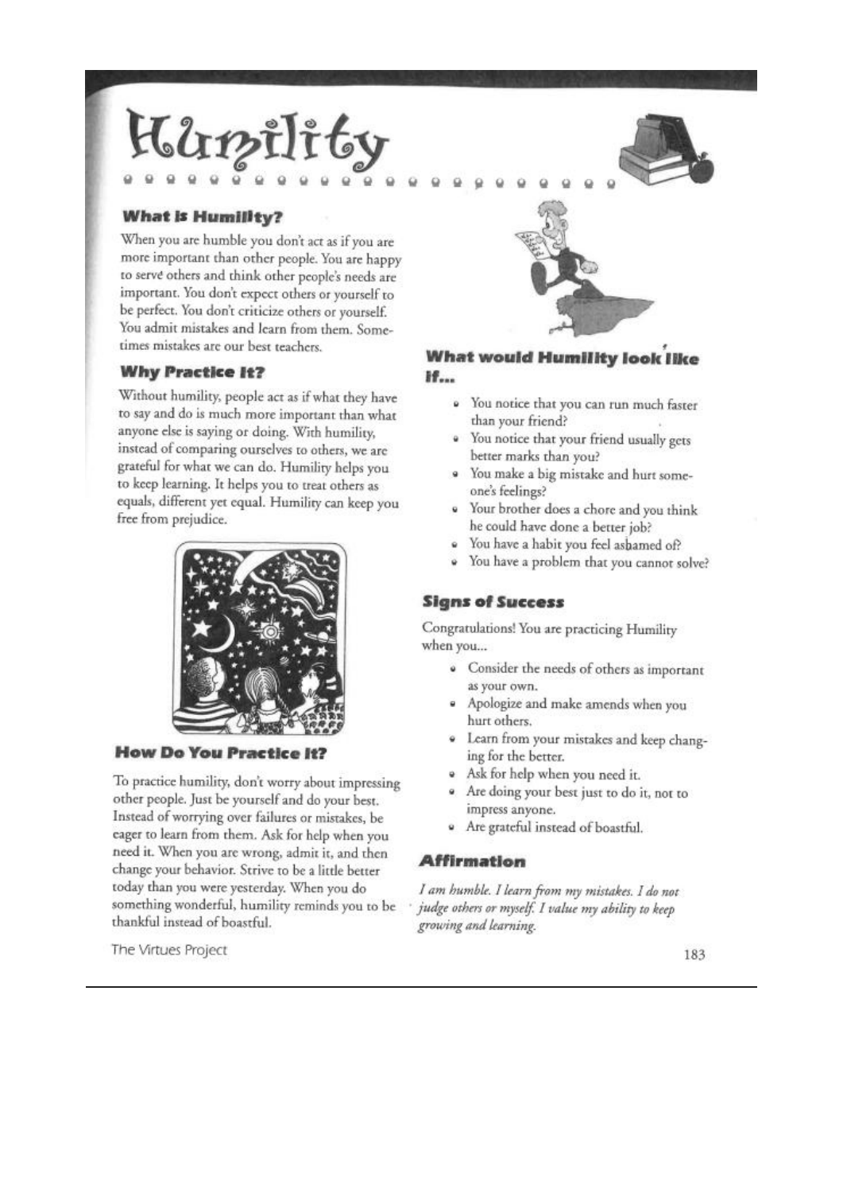# Humility

## What is Humility?

When you are humble you don't act as if you are more important than other people. You are happy to serve others and think other people's needs are important. You don't expect others or yourself to be perfect. You don't criticize others or yourself. You admit mistakes and learn from them. Sometimes mistakes are our best teachers.

## Why Practice It?

Without humility, people act as if what they have to say and do is much more important than what anyone else is saying or doing. With humility, instead of comparing ourselves to others, we are grateful for what we can do. Humility helps you to keep learning. It helps you to treat others as equals, different yet equal. Humility can keep you free from prejudice.

## How Do You Practice It?

To practice humility, don't worry about impressing other people. Just be yourself and do your best. Instead of worrying over failures or mistakes, be eager to learn from them. Ask for help when you need it. When you are wrong, admit it, and then change your behavior. Strive to be a little better today than you were yesterday. When you do something wonderful, humility reminds you to be thankful instead of boastful.

## What would Humility look like if...

- You notice that you can run much faster than your friend?
- You notice that your friend usually gets better marks than you?
- You make a big mistake and hurt someone's feelings?
- Your brother does a chore and you think he could have done a better job?
- You have a habit you feel ashamed of?
- You have a problem that you cannot solve?

## Signs of Success

Congratulations! You are practicing Humility when you...

- Consider the needs of others as important as your own.
- Apologize and make amends when you hurt others.
- Learn from your mistakes and keep changing for the better.
- Ask for help when you need it.
- Are doing your best just to do it, not to impress anyone.
- Are grateful instead of boastful.

## Affirmation

*I am humble. I learn from my mistakes. I do not judge others or myself. I value my ability to keep growing and learning.*

The Virtues Project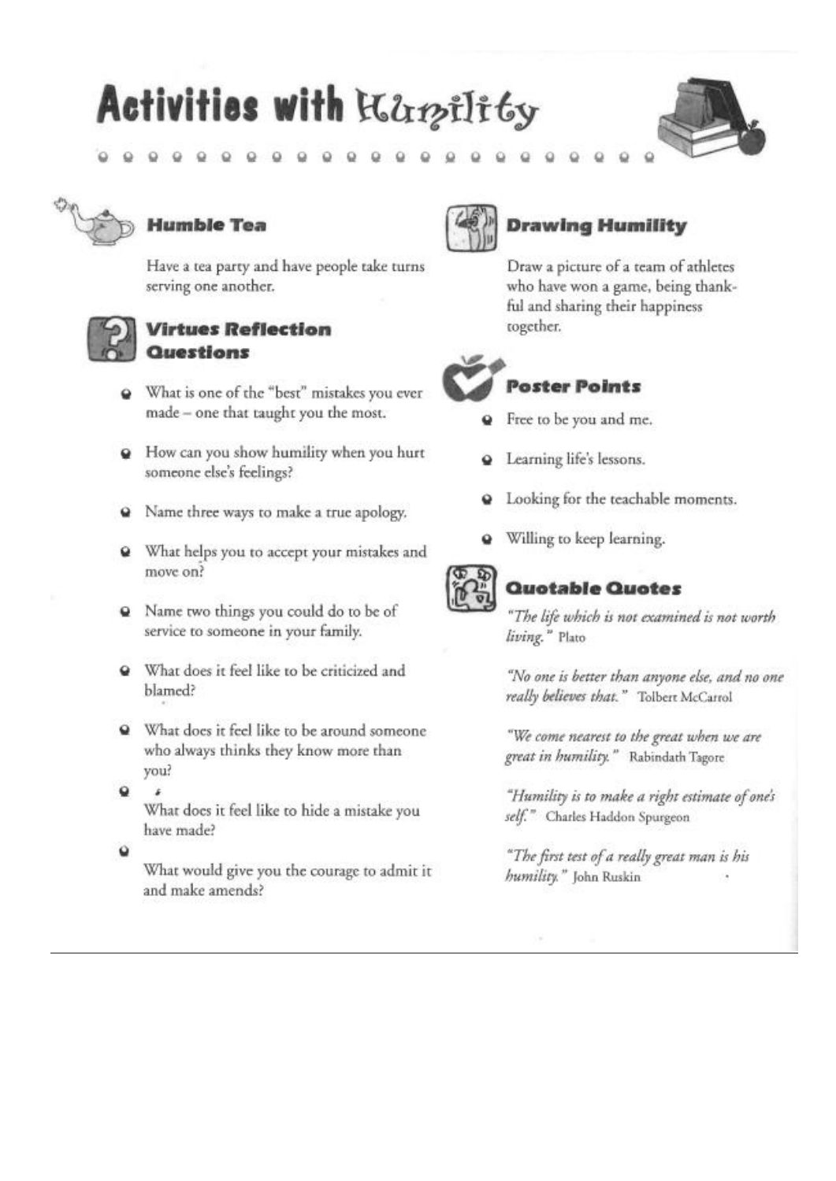# Activities with Humility

## Humble Tea

Have a tea party and have people take turns serving one another.

## Virtues Reflection Questions

- What is one of the "best" mistakes you ever made – one that taught you the most.
- How can you show humility when you hurt someone else's feelings?
- Name three ways to make a true apology.
- What helps you to accept your mistakes and move on?
- Name two things you could do to be of service to someone in your family.
- What does it feel like to be criticized and blamed?
- What does it feel like to be around someone who always thinks they know more than you?
- What does it feel like to hide a mistake you have made?
- What would give you the courage to admit it and make amends?

## Drawing Humility

Draw a picture of a team of athletes who have won a game, being thankful and sharing their happiness together.

## Poster Points

- Free to be you and me.
- Learning life's lessons.
- Looking for the teachable moments.
- Willing to keep learning.

## Quotable Quotes

*"The life which is not examined is not worth living."* Plato

*"No one is better than anyone else, and no one really believes that."* Tolbert McCarrol

*"We come nearest to the great when we are great in humility."* Rabindath Tagore

*"Humility is to make a right estimate of one's self."* Charles Haddon Spurgeon

*"The first test of a really great man is his humility."* John Ruskin